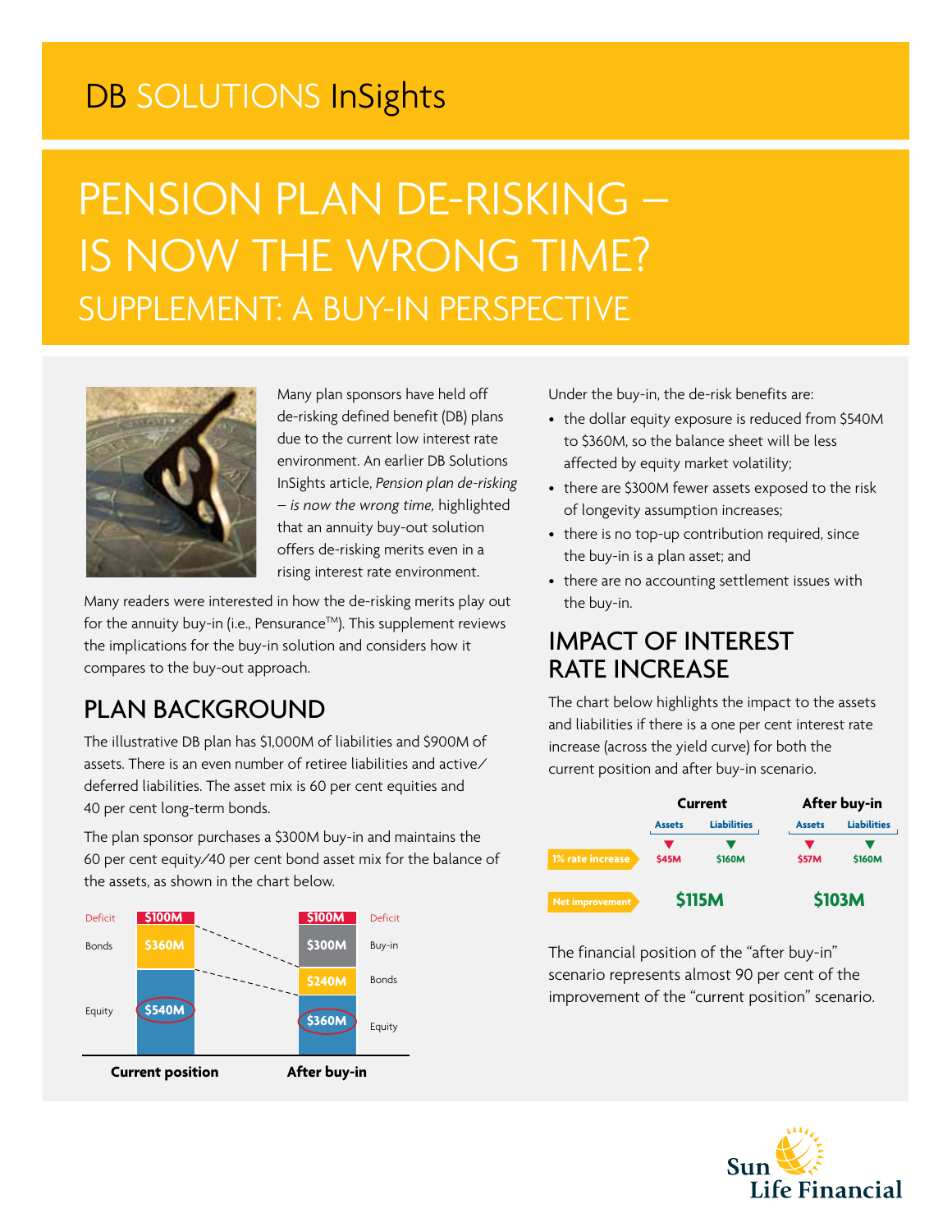DB SOLUTIONS InSights

# PENSION PLAN DE-RISKING – IS NOW THE WRONG TIME?

## SUPPLEMENT: A BUY-IN PERSPECTIVE

Many plan sponsors have held off de-risking defined benefit (DB) plans due to the current low interest rate environment. An earlier DB Solutions InSights article, *Pension plan de-risking – is now the wrong time,* highlighted that an annuity buy-out solution offers de-risking merits even in a rising interest rate environment.

Many readers were interested in how the de-risking merits play out for the annuity buy-in (i.e., Pensurance™). This supplement reviews the implications for the buy-in solution and considers how it compares to the buy-out approach.

## PLAN BACKGROUND

The illustrative DB plan has $1,000M of liabilities and $900M of assets. There is an even number of retiree liabilities and active/deferred liabilities. The asset mix is 60 per cent equities and 40 per cent long-term bonds.

The plan sponsor purchases a $300M buy-in and maintains the 60 per cent equity/40 per cent bond asset mix for the balance of the assets, as shown in the chart below.

| | Current position | After buy-in |
|---|---|---|
| Deficit | $100M | $100M |
| Buy-in | | $300M |
| Bonds | $360M | $240M |
| Equity | $540M | $360M |

Under the buy-in, the de-risk benefits are:

- the dollar equity exposure is reduced from $540M to $360M, so the balance sheet will be less affected by equity market volatility;
- there are $300M fewer assets exposed to the risk of longevity assumption increases;
- there is no top-up contribution required, since the buy-in is a plan asset; and
- there are no accounting settlement issues with the buy-in.

## IMPACT OF INTEREST RATE INCREASE

The chart below highlights the impact to the assets and liabilities if there is a one per cent interest rate increase (across the yield curve) for both the current position and after buy-in scenario.

| | Current – Assets | Current – Liabilities | After buy-in – Assets | After buy-in – Liabilities |
|---|---|---|---|---|
| 1% rate increase | ▼ $45M | ▼ $160M | ▼ $57M | ▼ $160M |
| Net improvement | $115M | | $103M | |

The financial position of the "after buy-in" scenario represents almost 90 per cent of the improvement of the "current position" scenario.

Sun Life Financial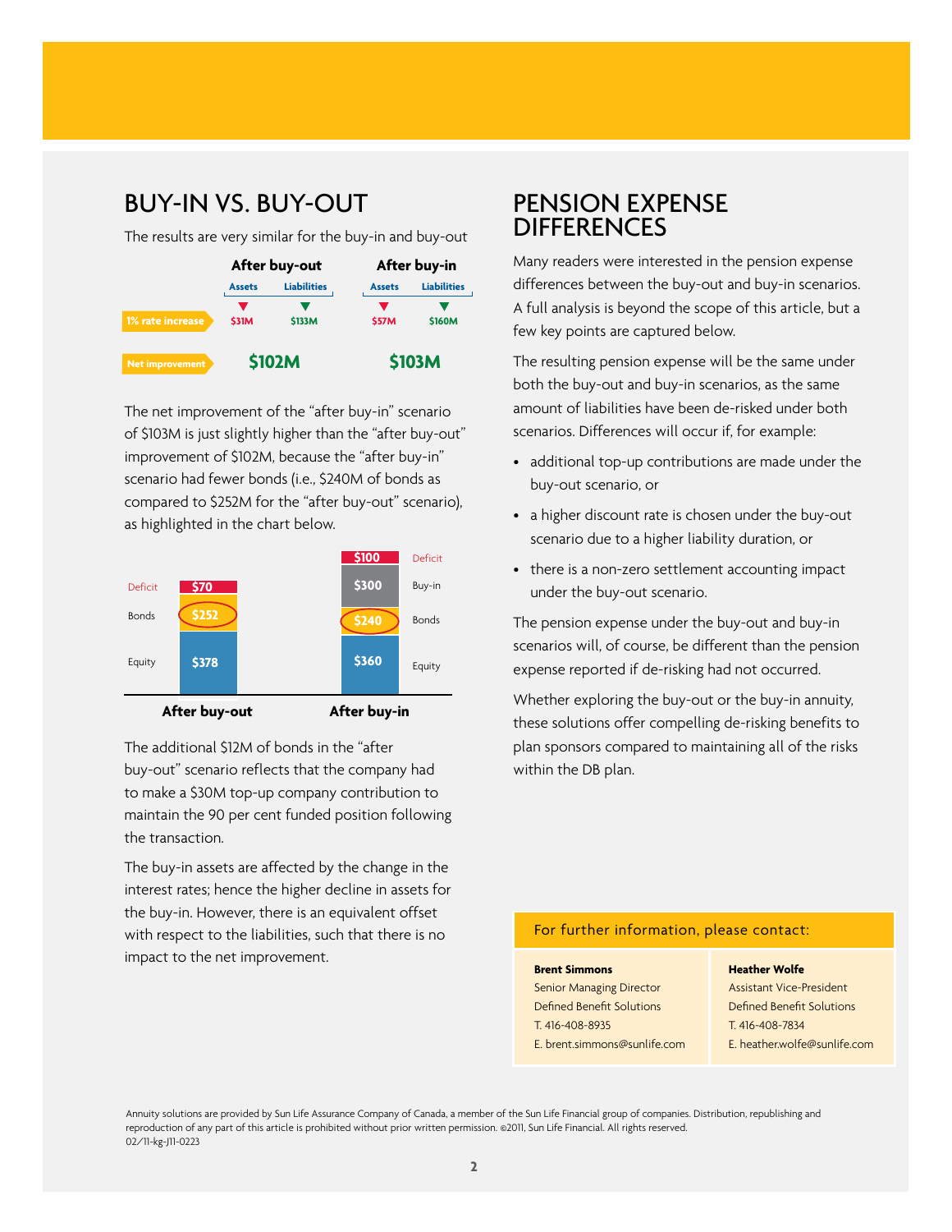## BUY-IN VS. BUY-OUT

The results are very similar for the buy-in and buy-out

After buy-out
Assets
Liabilities
After buy-in
Assets
Liabilities
1% rate increase
$31M
$133M
$57M
$160M
Net improvement
$102M
$103M

The net improvement of the "after buy-in" scenario of $103M is just slightly higher than the "after buy-out" improvement of $102M, because the "after buy-in" scenario had fewer bonds (i.e., $240M of bonds as compared to $252M for the "after buy-out" scenario), as highlighted in the chart below.

Deficit
$70
Bonds
$252
Equity
$378
After buy-out

$100
Deficit
$300
Buy-in
$240
Bonds
$360
Equity
After buy-in

The additional $12M of bonds in the "after buy-out" scenario reflects that the company had to make a $30M top-up company contribution to maintain the 90 per cent funded position following the transaction.

The buy-in assets are affected by the change in the interest rates; hence the higher decline in assets for the buy-in. However, there is an equivalent offset with respect to the liabilities, such that there is no impact to the net improvement.

## PENSION EXPENSE DIFFERENCES

Many readers were interested in the pension expense differences between the buy-out and buy-in scenarios. A full analysis is beyond the scope of this article, but a few key points are captured below.

The resulting pension expense will be the same under both the buy-out and buy-in scenarios, as the same amount of liabilities have been de-risked under both scenarios. Differences will occur if, for example:

- additional top-up contributions are made under the buy-out scenario, or
- a higher discount rate is chosen under the buy-out scenario due to a higher liability duration, or
- there is a non-zero settlement accounting impact under the buy-out scenario.

The pension expense under the buy-out and buy-in scenarios will, of course, be different than the pension expense reported if de-risking had not occurred.

Whether exploring the buy-out or the buy-in annuity, these solutions offer compelling de-risking benefits to plan sponsors compared to maintaining all of the risks within the DB plan.

For further information, please contact:

**Brent Simmons**
Senior Managing Director
Defined Benefit Solutions
T. 416-408-8935
E. brent.simmons@sunlife.com

**Heather Wolfe**
Assistant Vice-President
Defined Benefit Solutions
T. 416-408-7834
E. heather.wolfe@sunlife.com

Annuity solutions are provided by Sun Life Assurance Company of Canada, a member of the Sun Life Financial group of companies. Distribution, republishing and reproduction of any part of this article is prohibited without prior written permission. ©2011, Sun Life Financial. All rights reserved.
02/11-kg-J11-0223